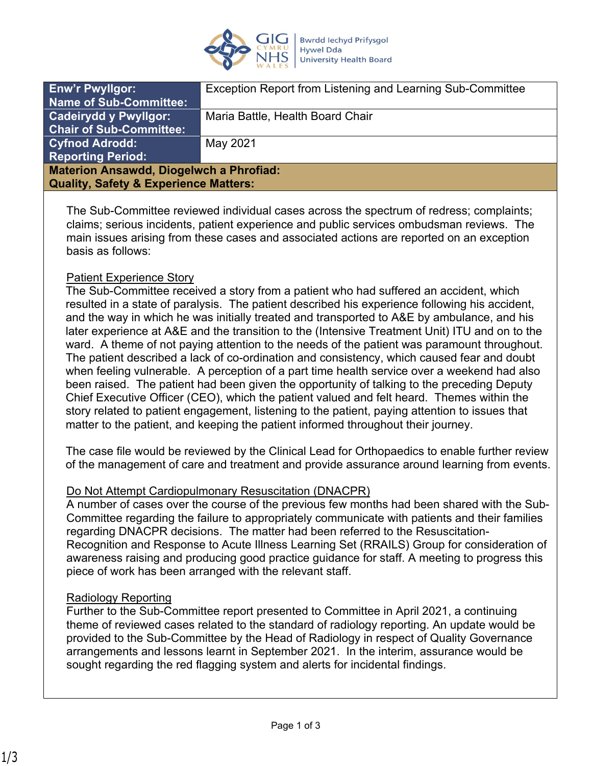| Enw'r Pwyllgor: Name of Sub-Committee: | Exception Report from Listening and Learning Sub-Committee |
| --- | --- |
| Cadeirydd y Pwyllgor: Chair of Sub-Committee: | Maria Battle, Health Board Chair |
| Cyfnod Adrodd: Reporting Period: | May 2021 |

**Materion Ansawdd, Diogelwch a Phrofiad:**
**Quality, Safety & Experience Matters:**

The Sub-Committee reviewed individual cases across the spectrum of redress; complaints; claims; serious incidents, patient experience and public services ombudsman reviews. The main issues arising from these cases and associated actions are reported on an exception basis as follows:

Patient Experience Story

The Sub-Committee received a story from a patient who had suffered an accident, which resulted in a state of paralysis. The patient described his experience following his accident, and the way in which he was initially treated and transported to A&E by ambulance, and his later experience at A&E and the transition to the (Intensive Treatment Unit) ITU and on to the ward. A theme of not paying attention to the needs of the patient was paramount throughout. The patient described a lack of co-ordination and consistency, which caused fear and doubt when feeling vulnerable. A perception of a part time health service over a weekend had also been raised. The patient had been given the opportunity of talking to the preceding Deputy Chief Executive Officer (CEO), which the patient valued and felt heard. Themes within the story related to patient engagement, listening to the patient, paying attention to issues that matter to the patient, and keeping the patient informed throughout their journey.

The case file would be reviewed by the Clinical Lead for Orthopaedics to enable further review of the management of care and treatment and provide assurance around learning from events.

Do Not Attempt Cardiopulmonary Resuscitation (DNACPR)

A number of cases over the course of the previous few months had been shared with the Sub-Committee regarding the failure to appropriately communicate with patients and their families regarding DNACPR decisions. The matter had been referred to the Resuscitation-Recognition and Response to Acute Illness Learning Set (RRAILS) Group for consideration of awareness raising and producing good practice guidance for staff. A meeting to progress this piece of work has been arranged with the relevant staff.

Radiology Reporting

Further to the Sub-Committee report presented to Committee in April 2021, a continuing theme of reviewed cases related to the standard of radiology reporting. An update would be provided to the Sub-Committee by the Head of Radiology in respect of Quality Governance arrangements and lessons learnt in September 2021. In the interim, assurance would be sought regarding the red flagging system and alerts for incidental findings.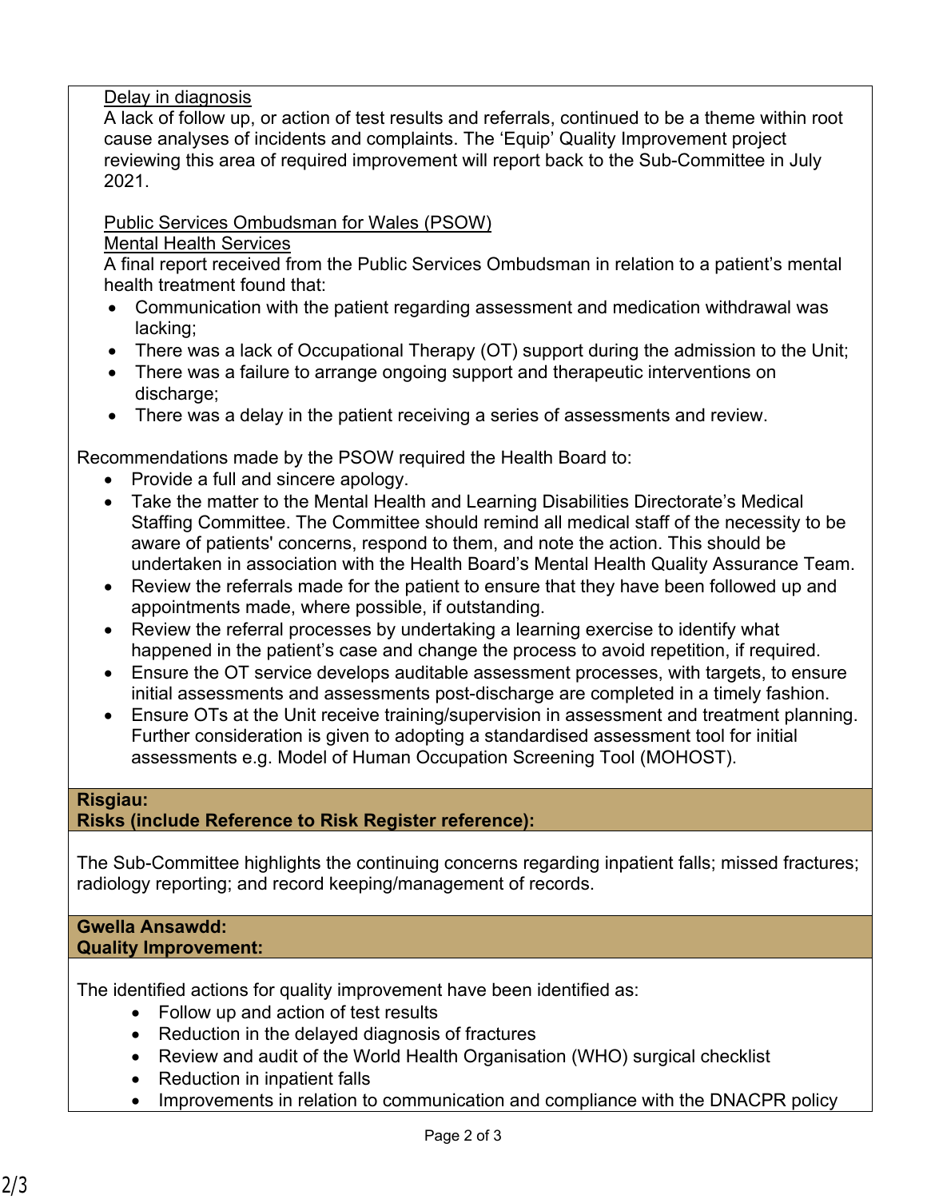Delay in diagnosis

A lack of follow up, or action of test results and referrals, continued to be a theme within root cause analyses of incidents and complaints. The 'Equip' Quality Improvement project reviewing this area of required improvement will report back to the Sub-Committee in July 2021.

Public Services Ombudsman for Wales (PSOW)

Mental Health Services

A final report received from the Public Services Ombudsman in relation to a patient's mental health treatment found that:

- Communication with the patient regarding assessment and medication withdrawal was lacking;
- There was a lack of Occupational Therapy (OT) support during the admission to the Unit;
- There was a failure to arrange ongoing support and therapeutic interventions on discharge;
- There was a delay in the patient receiving a series of assessments and review.

Recommendations made by the PSOW required the Health Board to:

- Provide a full and sincere apology.
- Take the matter to the Mental Health and Learning Disabilities Directorate's Medical Staffing Committee. The Committee should remind all medical staff of the necessity to be aware of patients' concerns, respond to them, and note the action. This should be undertaken in association with the Health Board's Mental Health Quality Assurance Team.
- Review the referrals made for the patient to ensure that they have been followed up and appointments made, where possible, if outstanding.
- Review the referral processes by undertaking a learning exercise to identify what happened in the patient's case and change the process to avoid repetition, if required.
- Ensure the OT service develops auditable assessment processes, with targets, to ensure initial assessments and assessments post-discharge are completed in a timely fashion.
- Ensure OTs at the Unit receive training/supervision in assessment and treatment planning. Further consideration is given to adopting a standardised assessment tool for initial assessments e.g. Model of Human Occupation Screening Tool (MOHOST).

**Risgiau:**
**Risks (include Reference to Risk Register reference):**

The Sub-Committee highlights the continuing concerns regarding inpatient falls; missed fractures; radiology reporting; and record keeping/management of records.

**Gwella Ansawdd:**
**Quality Improvement:**

The identified actions for quality improvement have been identified as:

- Follow up and action of test results
- Reduction in the delayed diagnosis of fractures
- Review and audit of the World Health Organisation (WHO) surgical checklist
- Reduction in inpatient falls
- Improvements in relation to communication and compliance with the DNACPR policy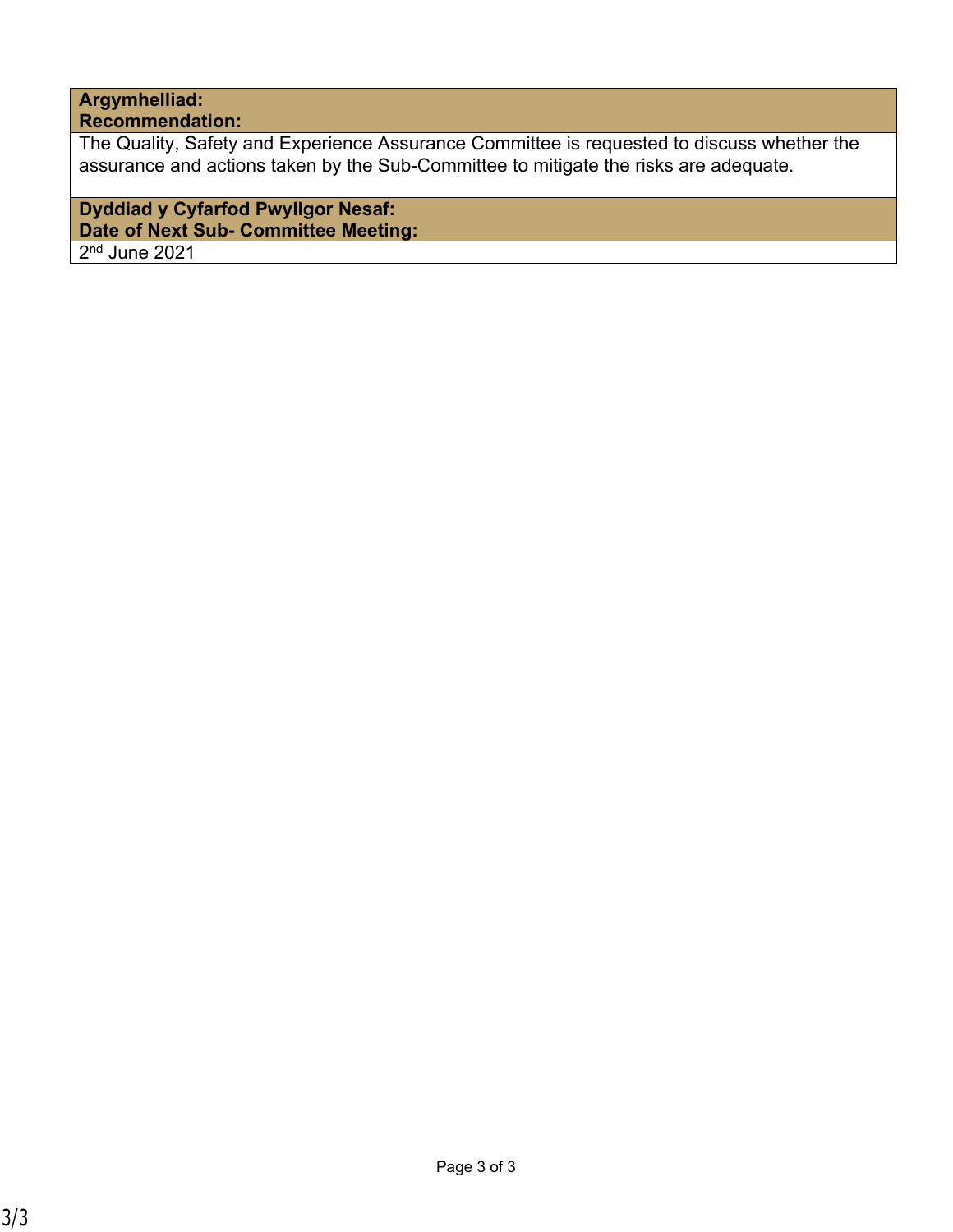| **Argymhelliad:**<br>**Recommendation:** |
|---|
| The Quality, Safety and Experience Assurance Committee is requested to discuss whether the assurance and actions taken by the Sub-Committee to mitigate the risks are adequate. |
| **Dyddiad y Cyfarfod Pwyllgor Nesaf:**<br>**Date of Next Sub- Committee Meeting:** |
| 2nd June 2021 |